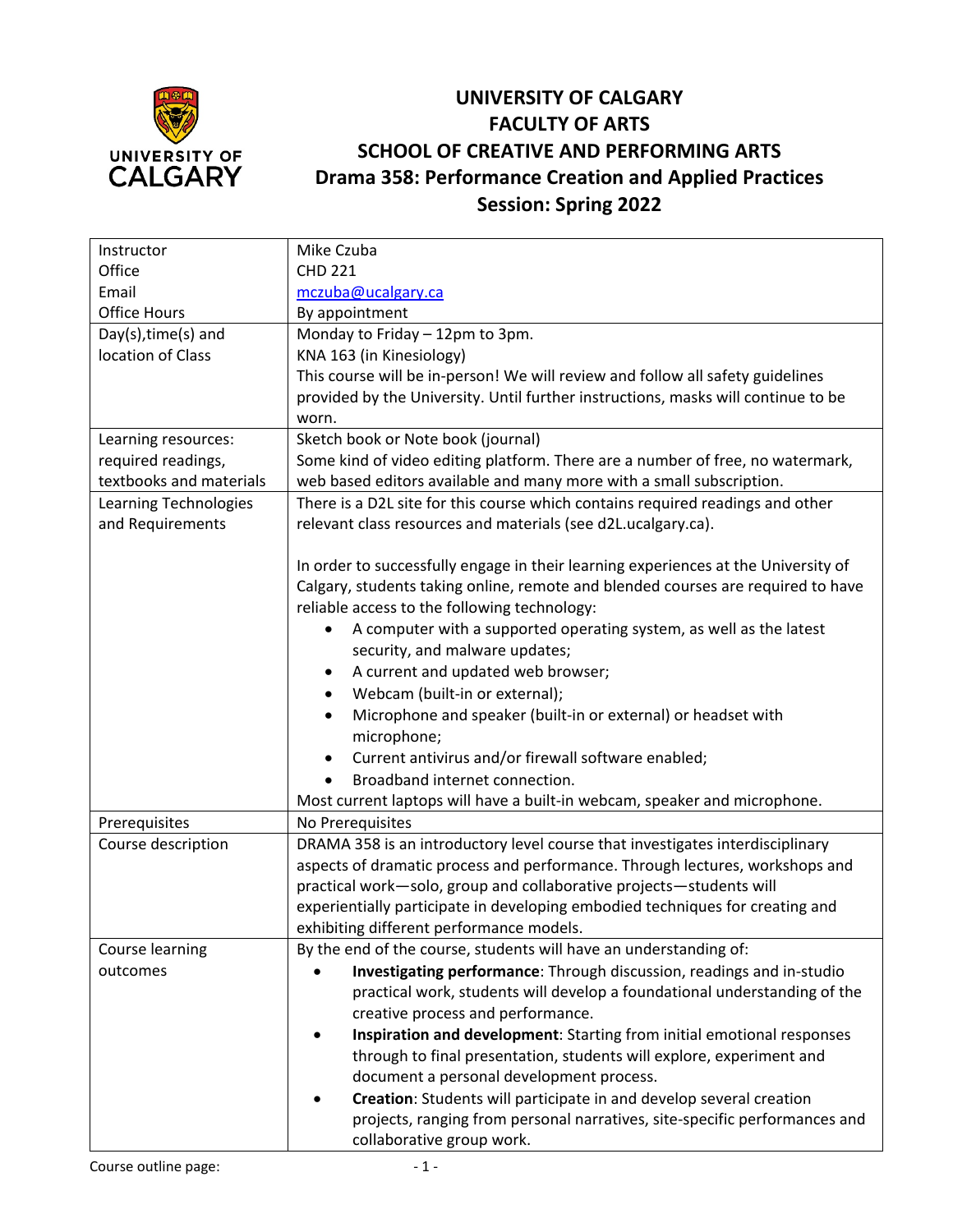# UNIVERSITY OF CALGARY
## FACULTY OF ARTS
## SCHOOL OF CREATIVE AND PERFORMING ARTS
## Drama 358: Performance Creation and Applied Practices
## Session: Spring 2022

| | |
|---|---|
| Instructor<br>Office<br>Email<br>Office Hours | Mike Czuba<br>CHD 221<br>mczuba@ucalgary.ca<br>By appointment |
| Day(s),time(s) and location of Class | Monday to Friday – 12pm to 3pm.<br>KNA 163 (in Kinesiology)<br>This course will be in-person! We will review and follow all safety guidelines provided by the University. Until further instructions, masks will continue to be worn. |
| Learning resources: required readings, textbooks and materials | Sketch book or Note book (journal)<br>Some kind of video editing platform. There are a number of free, no watermark, web based editors available and many more with a small subscription. |
| Learning Technologies and Requirements | There is a D2L site for this course which contains required readings and other relevant class resources and materials (see d2L.ucalgary.ca).<br><br>In order to successfully engage in their learning experiences at the University of Calgary, students taking online, remote and blended courses are required to have reliable access to the following technology:<br>• A computer with a supported operating system, as well as the latest security, and malware updates;<br>• A current and updated web browser;<br>• Webcam (built-in or external);<br>• Microphone and speaker (built-in or external) or headset with microphone;<br>• Current antivirus and/or firewall software enabled;<br>• Broadband internet connection.<br>Most current laptops will have a built-in webcam, speaker and microphone. |
| Prerequisites | No Prerequisites |
| Course description | DRAMA 358 is an introductory level course that investigates interdisciplinary aspects of dramatic process and performance. Through lectures, workshops and practical work—solo, group and collaborative projects—students will experientially participate in developing embodied techniques for creating and exhibiting different performance models. |
| Course learning outcomes | By the end of the course, students will have an understanding of:<br>• **Investigating performance**: Through discussion, readings and in-studio practical work, students will develop a foundational understanding of the creative process and performance.<br>• **Inspiration and development**: Starting from initial emotional responses through to final presentation, students will explore, experiment and document a personal development process.<br>• **Creation**: Students will participate in and develop several creation projects, ranging from personal narratives, site-specific performances and collaborative group work. |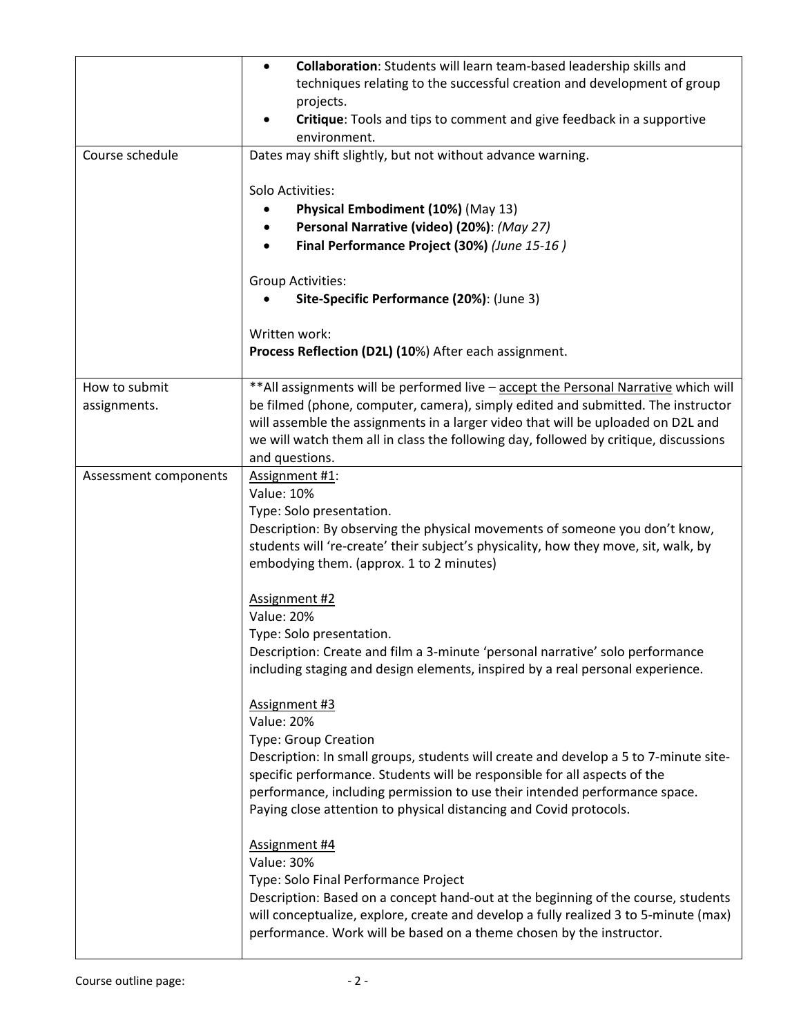| | |
|---|---|
| | • **Collaboration**: Students will learn team-based leadership skills and techniques relating to the successful creation and development of group projects.<br>• **Critique**: Tools and tips to comment and give feedback in a supportive environment. |
| Course schedule | Dates may shift slightly, but not without advance warning.<br><br>Solo Activities:<br>• **Physical Embodiment (10%)** (May 13)<br>• **Personal Narrative (video) (20%)**: *(May 27)*<br>• **Final Performance Project (30%)** *(June 15-16 )*<br><br>Group Activities:<br>• **Site-Specific Performance (20%)**: (June 3)<br><br>Written work:<br>**Process Reflection (D2L) (10**%) After each assignment. |
| How to submit assignments. | **All assignments will be performed live – <u>accept the Personal Narrative</u> which will be filmed (phone, computer, camera), simply edited and submitted. The instructor will assemble the assignments in a larger video that will be uploaded on D2L and we will watch them all in class the following day, followed by critique, discussions and questions. |
| Assessment components | <u>Assignment #1</u>:<br>Value: 10%<br>Type: Solo presentation.<br>Description: By observing the physical movements of someone you don't know, students will 're-create' their subject's physicality, how they move, sit, walk, by embodying them. (approx. 1 to 2 minutes)<br><br><u>Assignment #2</u><br>Value: 20%<br>Type: Solo presentation.<br>Description: Create and film a 3-minute 'personal narrative' solo performance including staging and design elements, inspired by a real personal experience.<br><br><u>Assignment #3</u><br>Value: 20%<br>Type: Group Creation<br>Description: In small groups, students will create and develop a 5 to 7-minute site-specific performance. Students will be responsible for all aspects of the performance, including permission to use their intended performance space. Paying close attention to physical distancing and Covid protocols.<br><br><u>Assignment #4</u><br>Value: 30%<br>Type: Solo Final Performance Project<br>Description: Based on a concept hand-out at the beginning of the course, students will conceptualize, explore, create and develop a fully realized 3 to 5-minute (max) performance. Work will be based on a theme chosen by the instructor. |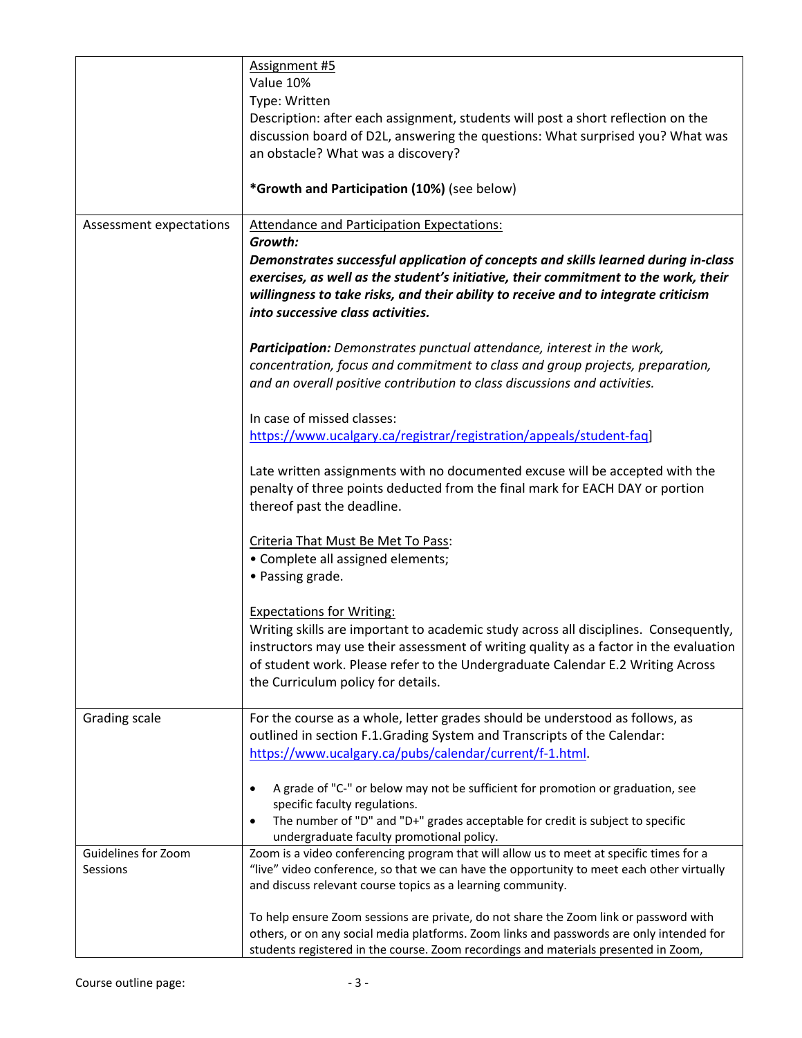| | |
|---|---|
| | Assignment #5<br>Value 10%<br>Type: Written<br>Description: after each assignment, students will post a short reflection on the discussion board of D2L, answering the questions: What surprised you? What was an obstacle? What was a discovery?<br><br>**\*Growth and Participation (10%)** (see below) |
| Assessment expectations | Attendance and Participation Expectations:<br>***Growth:***<br>***Demonstrates successful application of concepts and skills learned during in-class exercises, as well as the student's initiative, their commitment to the work, their willingness to take risks, and their ability to receive and to integrate criticism into successive class activities.***<br><br>***Participation:*** *Demonstrates punctual attendance, interest in the work, concentration, focus and commitment to class and group projects, preparation, and an overall positive contribution to class discussions and activities.*<br><br>In case of missed classes:<br>https://www.ucalgary.ca/registrar/registration/appeals/student-faq]<br><br>Late written assignments with no documented excuse will be accepted with the penalty of three points deducted from the final mark for EACH DAY or portion thereof past the deadline.<br><br>Criteria That Must Be Met To Pass:<br>• Complete all assigned elements;<br>• Passing grade.<br><br>Expectations for Writing:<br>Writing skills are important to academic study across all disciplines. Consequently, instructors may use their assessment of writing quality as a factor in the evaluation of student work. Please refer to the Undergraduate Calendar E.2 Writing Across the Curriculum policy for details. |
| Grading scale | For the course as a whole, letter grades should be understood as follows, as outlined in section F.1.Grading System and Transcripts of the Calendar: https://www.ucalgary.ca/pubs/calendar/current/f-1.html.<br><br>• A grade of "C-" or below may not be sufficient for promotion or graduation, see specific faculty regulations.<br>• The number of "D" and "D+" grades acceptable for credit is subject to specific undergraduate faculty promotional policy. |
| Guidelines for Zoom Sessions | Zoom is a video conferencing program that will allow us to meet at specific times for a "live" video conference, so that we can have the opportunity to meet each other virtually and discuss relevant course topics as a learning community.<br><br>To help ensure Zoom sessions are private, do not share the Zoom link or password with others, or on any social media platforms. Zoom links and passwords are only intended for students registered in the course. Zoom recordings and materials presented in Zoom, |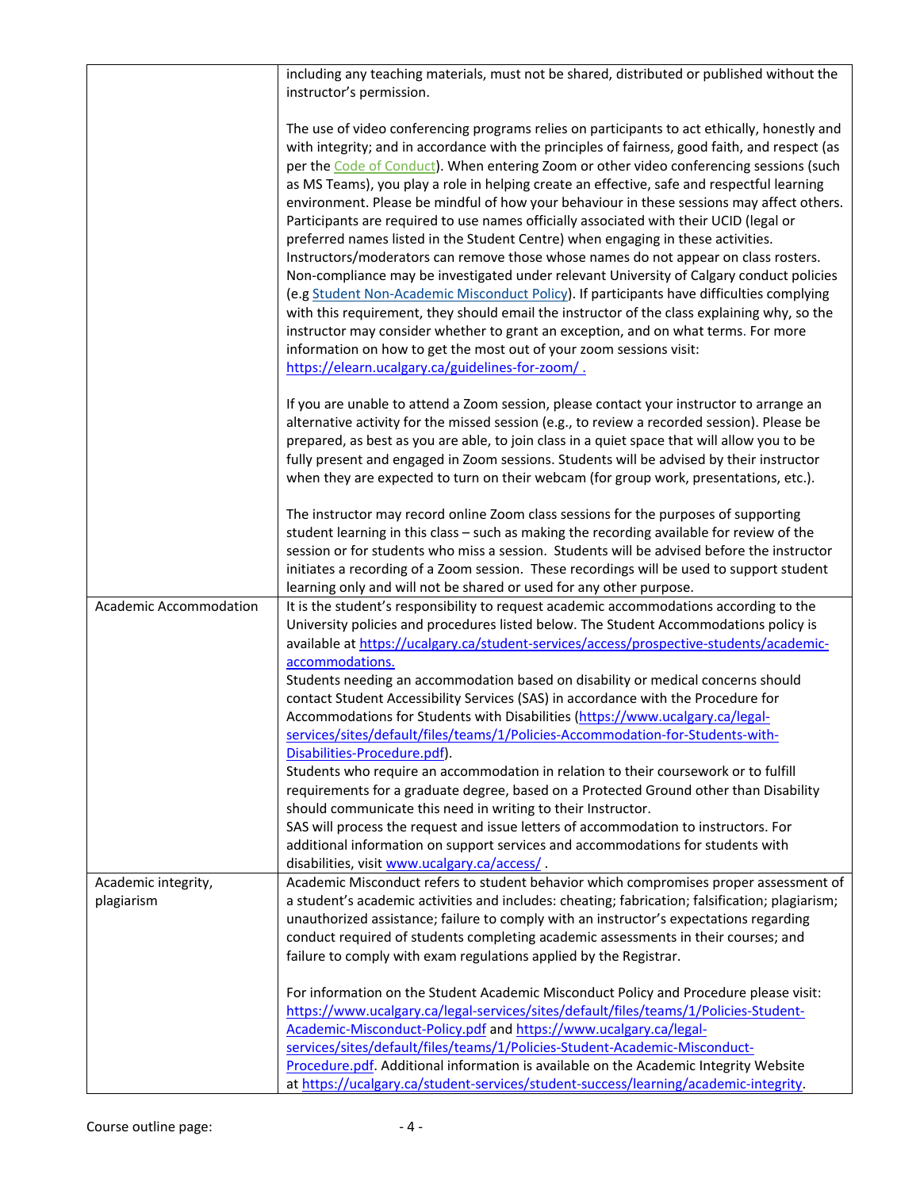| | |
|---|---|
| | including any teaching materials, must not be shared, distributed or published without the instructor's permission.<br><br>The use of video conferencing programs relies on participants to act ethically, honestly and with integrity; and in accordance with the principles of fairness, good faith, and respect (as per the [Code of Conduct](Code of Conduct)). When entering Zoom or other video conferencing sessions (such as MS Teams), you play a role in helping create an effective, safe and respectful learning environment. Please be mindful of how your behaviour in these sessions may affect others. Participants are required to use names officially associated with their UCID (legal or preferred names listed in the Student Centre) when engaging in these activities. Instructors/moderators can remove those whose names do not appear on class rosters. Non-compliance may be investigated under relevant University of Calgary conduct policies (e.g Student Non-Academic Misconduct Policy). If participants have difficulties complying with this requirement, they should email the instructor of the class explaining why, so the instructor may consider whether to grant an exception, and on what terms. For more information on how to get the most out of your zoom sessions visit: https://elearn.ucalgary.ca/guidelines-for-zoom/ .<br><br>If you are unable to attend a Zoom session, please contact your instructor to arrange an alternative activity for the missed session (e.g., to review a recorded session). Please be prepared, as best as you are able, to join class in a quiet space that will allow you to be fully present and engaged in Zoom sessions. Students will be advised by their instructor when they are expected to turn on their webcam (for group work, presentations, etc.).<br><br>The instructor may record online Zoom class sessions for the purposes of supporting student learning in this class – such as making the recording available for review of the session or for students who miss a session. Students will be advised before the instructor initiates a recording of a Zoom session. These recordings will be used to support student learning only and will not be shared or used for any other purpose. |
| Academic Accommodation | It is the student's responsibility to request academic accommodations according to the University policies and procedures listed below. The Student Accommodations policy is available at https://ucalgary.ca/student-services/access/prospective-students/academic-accommodations.<br>Students needing an accommodation based on disability or medical concerns should contact Student Accessibility Services (SAS) in accordance with the Procedure for Accommodations for Students with Disabilities (https://www.ucalgary.ca/legal-services/sites/default/files/teams/1/Policies-Accommodation-for-Students-with-Disabilities-Procedure.pdf).<br>Students who require an accommodation in relation to their coursework or to fulfill requirements for a graduate degree, based on a Protected Ground other than Disability should communicate this need in writing to their Instructor.<br>SAS will process the request and issue letters of accommodation to instructors. For additional information on support services and accommodations for students with disabilities, visit www.ucalgary.ca/access/ . |
| Academic integrity, plagiarism | Academic Misconduct refers to student behavior which compromises proper assessment of a student's academic activities and includes: cheating; fabrication; falsification; plagiarism; unauthorized assistance; failure to comply with an instructor's expectations regarding conduct required of students completing academic assessments in their courses; and failure to comply with exam regulations applied by the Registrar.<br><br>For information on the Student Academic Misconduct Policy and Procedure please visit: https://www.ucalgary.ca/legal-services/sites/default/files/teams/1/Policies-Student-Academic-Misconduct-Policy.pdf and https://www.ucalgary.ca/legal-services/sites/default/files/teams/1/Policies-Student-Academic-Misconduct-Procedure.pdf. Additional information is available on the Academic Integrity Website at https://ucalgary.ca/student-services/student-success/learning/academic-integrity. |

Course outline page: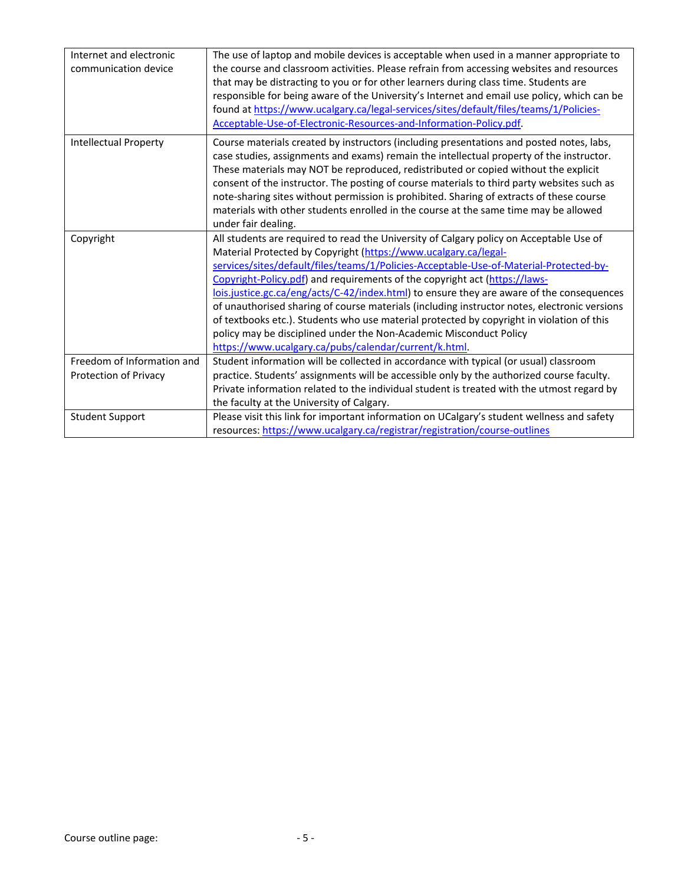| | |
|---|---|
| Internet and electronic communication device | The use of laptop and mobile devices is acceptable when used in a manner appropriate to the course and classroom activities. Please refrain from accessing websites and resources that may be distracting to you or for other learners during class time. Students are responsible for being aware of the University's Internet and email use policy, which can be found at https://www.ucalgary.ca/legal-services/sites/default/files/teams/1/Policies-Acceptable-Use-of-Electronic-Resources-and-Information-Policy.pdf. |
| Intellectual Property | Course materials created by instructors (including presentations and posted notes, labs, case studies, assignments and exams) remain the intellectual property of the instructor. These materials may NOT be reproduced, redistributed or copied without the explicit consent of the instructor. The posting of course materials to third party websites such as note-sharing sites without permission is prohibited. Sharing of extracts of these course materials with other students enrolled in the course at the same time may be allowed under fair dealing. |
| Copyright | All students are required to read the University of Calgary policy on Acceptable Use of Material Protected by Copyright (https://www.ucalgary.ca/legal-services/sites/default/files/teams/1/Policies-Acceptable-Use-of-Material-Protected-by-Copyright-Policy.pdf) and requirements of the copyright act (https://laws-lois.justice.gc.ca/eng/acts/C-42/index.html) to ensure they are aware of the consequences of unauthorised sharing of course materials (including instructor notes, electronic versions of textbooks etc.). Students who use material protected by copyright in violation of this policy may be disciplined under the Non-Academic Misconduct Policy https://www.ucalgary.ca/pubs/calendar/current/k.html. |
| Freedom of Information and Protection of Privacy | Student information will be collected in accordance with typical (or usual) classroom practice. Students' assignments will be accessible only by the authorized course faculty. Private information related to the individual student is treated with the utmost regard by the faculty at the University of Calgary. |
| Student Support | Please visit this link for important information on UCalgary's student wellness and safety resources: https://www.ucalgary.ca/registrar/registration/course-outlines |